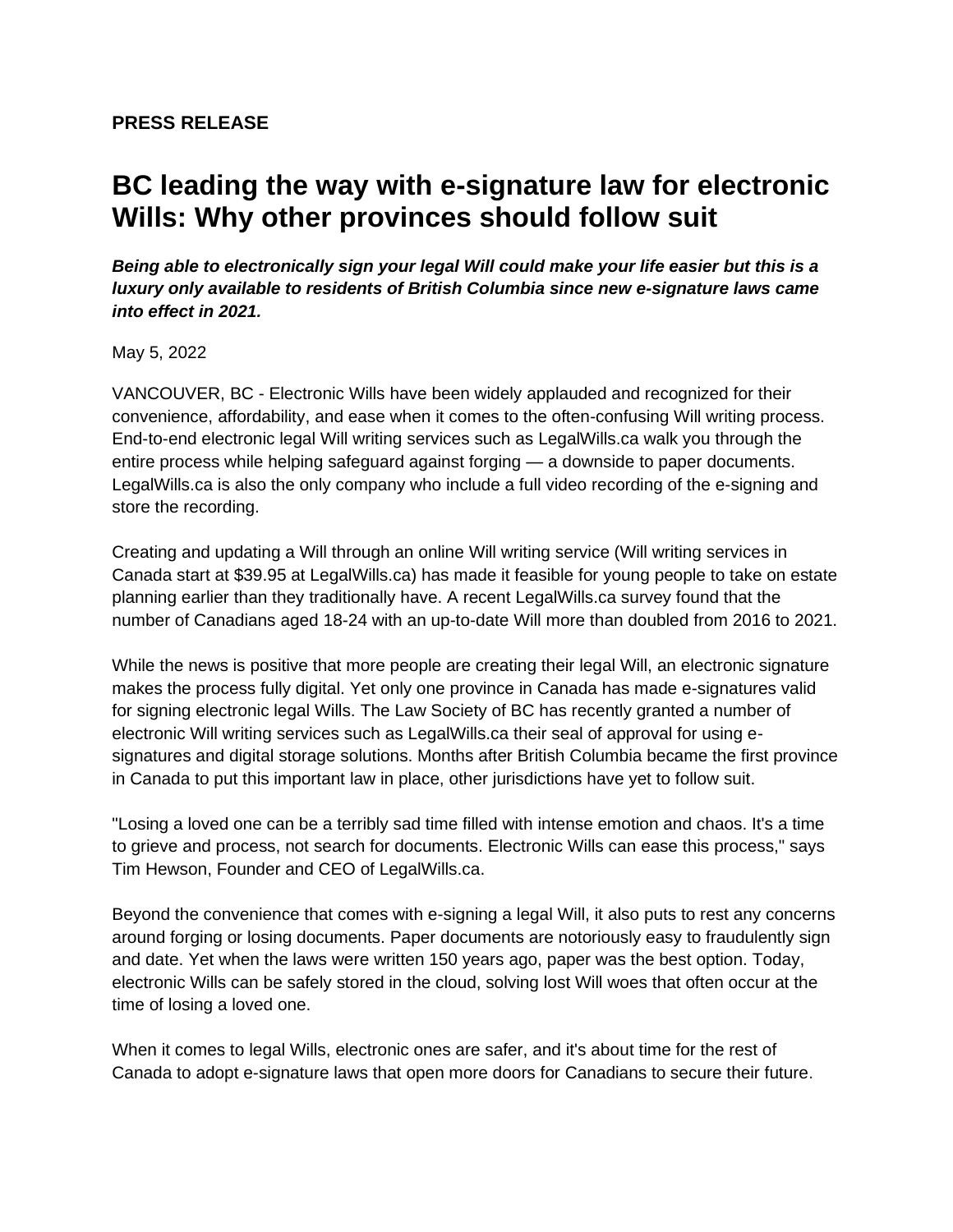**PRESS RELEASE**

# BC leading the way with e-signature law for electronic Wills: Why other provinces should follow suit

***Being able to electronically sign your legal Will could make your life easier but this is a luxury only available to residents of British Columbia since new e-signature laws came into effect in 2021.***

May 5, 2022

VANCOUVER, BC - Electronic Wills have been widely applauded and recognized for their convenience, affordability, and ease when it comes to the often-confusing Will writing process. End-to-end electronic legal Will writing services such as LegalWills.ca walk you through the entire process while helping safeguard against forging — a downside to paper documents. LegalWills.ca is also the only company who include a full video recording of the e-signing and store the recording.

Creating and updating a Will through an online Will writing service (Will writing services in Canada start at $39.95 at LegalWills.ca) has made it feasible for young people to take on estate planning earlier than they traditionally have. A recent LegalWills.ca survey found that the number of Canadians aged 18-24 with an up-to-date Will more than doubled from 2016 to 2021.

While the news is positive that more people are creating their legal Will, an electronic signature makes the process fully digital. Yet only one province in Canada has made e-signatures valid for signing electronic legal Wills. The Law Society of BC has recently granted a number of electronic Will writing services such as LegalWills.ca their seal of approval for using e-signatures and digital storage solutions. Months after British Columbia became the first province in Canada to put this important law in place, other jurisdictions have yet to follow suit.

"Losing a loved one can be a terribly sad time filled with intense emotion and chaos. It's a time to grieve and process, not search for documents. Electronic Wills can ease this process," says Tim Hewson, Founder and CEO of LegalWills.ca.

Beyond the convenience that comes with e-signing a legal Will, it also puts to rest any concerns around forging or losing documents. Paper documents are notoriously easy to fraudulently sign and date. Yet when the laws were written 150 years ago, paper was the best option. Today, electronic Wills can be safely stored in the cloud, solving lost Will woes that often occur at the time of losing a loved one.

When it comes to legal Wills, electronic ones are safer, and it's about time for the rest of Canada to adopt e-signature laws that open more doors for Canadians to secure their future.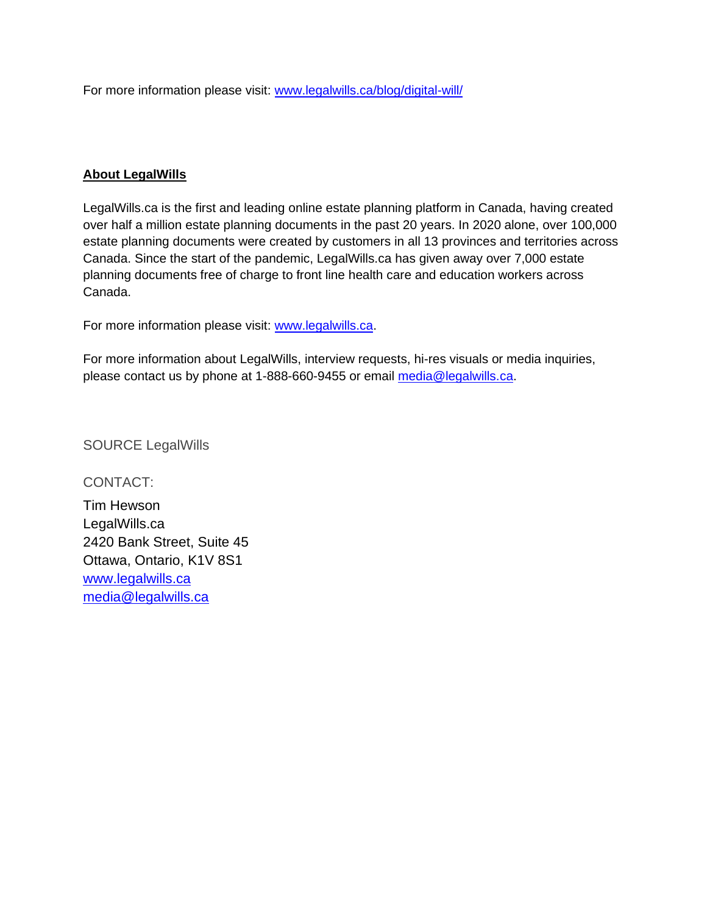For more information please visit: [www.legalwills.ca/blog/digital-will/](http://www.legalwills.ca/blog/digital-will/)

**About LegalWills**

LegalWills.ca is the first and leading online estate planning platform in Canada, having created over half a million estate planning documents in the past 20 years. In 2020 alone, over 100,000 estate planning documents were created by customers in all 13 provinces and territories across Canada. Since the start of the pandemic, LegalWills.ca has given away over 7,000 estate planning documents free of charge to front line health care and education workers across Canada.

For more information please visit: [www.legalwills.ca](http://www.legalwills.ca).

For more information about LegalWills, interview requests, hi-res visuals or media inquiries, please contact us by phone at 1-888-660-9455 or email [media@legalwills.ca](mailto:media@legalwills.ca).

SOURCE LegalWills

CONTACT:

Tim Hewson
LegalWills.ca
2420 Bank Street, Suite 45
Ottawa, Ontario, K1V 8S1
[www.legalwills.ca](http://www.legalwills.ca)
[media@legalwills.ca](mailto:media@legalwills.ca)